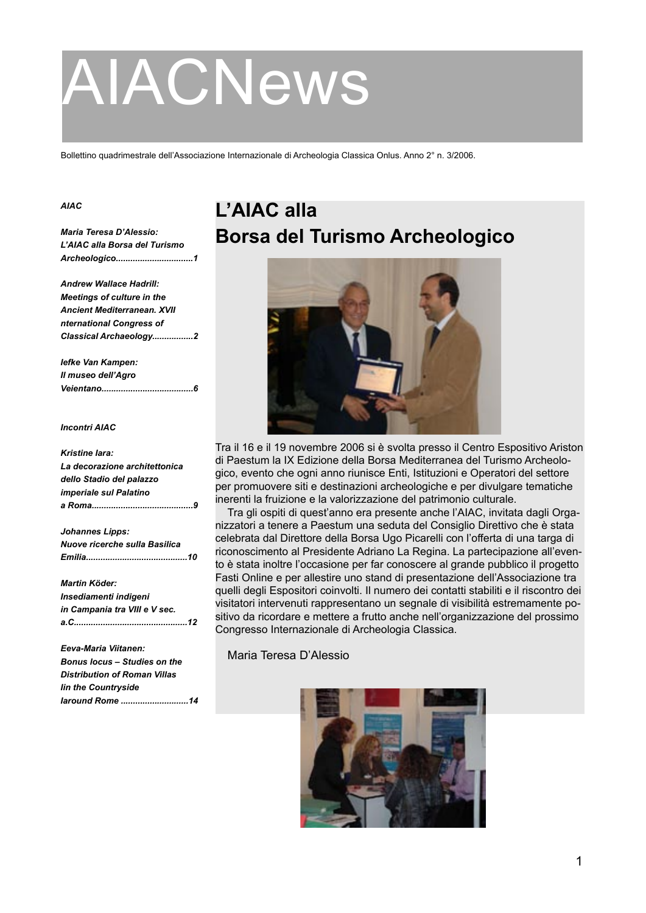# AIACNews

Bollettino quadrimestrale dell'Associazione Internazionale di Archeologia Classica Onlus. Anno 2° n. 3/2006.

***AIAC***

***Maria Teresa D'Alessio: L'AIAC alla Borsa del Turismo Archeologico................................1***

***Andrew Wallace Hadrill: Meetings of culture in the Ancient Mediterranean. XVII nternational Congress of Classical Archaeology.................2***

***Iefke Van Kampen: Il museo dell'Agro Veientano......................................6***

***Incontri AIAC***

***Kristine Iara: La decorazione architettonica dello Stadio del palazzo imperiale sul Palatino a Roma..........................................9***

***Johannes Lipps: Nuove ricerche sulla Basilica Emilia..........................................10***

***Martin Köder: Insediamenti indigeni in Campania tra VIII e V sec. a.C..............................................12***

***Eeva-Maria Viitanen: Bonus locus – Studies on the Distribution of Roman Villas Iin the Countryside Iaround Rome ............................14***

## L'AIAC alla Borsa del Turismo Archeologico

Tra il 16 e il 19 novembre 2006 si è svolta presso il Centro Espositivo Ariston di Paestum la IX Edizione della Borsa Mediterranea del Turismo Archeologico, evento che ogni anno riunisce Enti, Istituzioni e Operatori del settore per promuovere siti e destinazioni archeologiche e per divulgare tematiche inerenti la fruizione e la valorizzazione del patrimonio culturale.

Tra gli ospiti di quest'anno era presente anche l'AIAC, invitata dagli Organizzatori a tenere a Paestum una seduta del Consiglio Direttivo che è stata celebrata dal Direttore della Borsa Ugo Picarelli con l'offerta di una targa di riconoscimento al Presidente Adriano La Regina. La partecipazione all'evento è stata inoltre l'occasione per far conoscere al grande pubblico il progetto Fasti Online e per allestire uno stand di presentazione dell'Associazione tra quelli degli Espositori coinvolti. Il numero dei contatti stabiliti e il riscontro dei visitatori intervenuti rappresentano un segnale di visibilità estremamente positivo da ricordare e mettere a frutto anche nell'organizzazione del prossimo Congresso Internazionale di Archeologia Classica.

Maria Teresa D'Alessio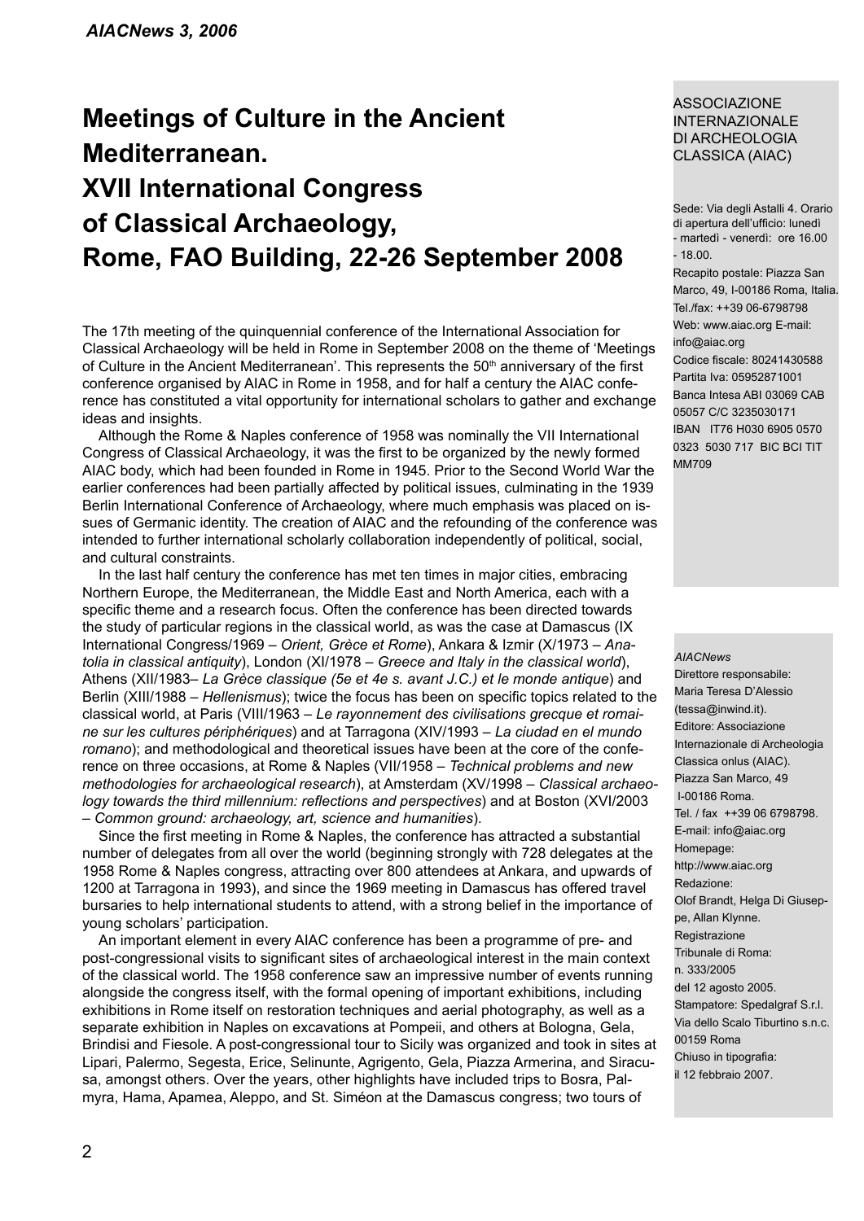# Meetings of Culture in the Ancient Mediterranean. XVII International Congress of Classical Archaeology, Rome, FAO Building, 22-26 September 2008

The 17th meeting of the quinquennial conference of the International Association for Classical Archaeology will be held in Rome in September 2008 on the theme of 'Meetings of Culture in the Ancient Mediterranean'. This represents the 50th anniversary of the first conference organised by AIAC in Rome in 1958, and for half a century the AIAC conference has constituted a vital opportunity for international scholars to gather and exchange ideas and insights.

Although the Rome & Naples conference of 1958 was nominally the VII International Congress of Classical Archaeology, it was the first to be organized by the newly formed AIAC body, which had been founded in Rome in 1945. Prior to the Second World War the earlier conferences had been partially affected by political issues, culminating in the 1939 Berlin International Conference of Archaeology, where much emphasis was placed on issues of Germanic identity. The creation of AIAC and the refounding of the conference was intended to further international scholarly collaboration independently of political, social, and cultural constraints.

In the last half century the conference has met ten times in major cities, embracing Northern Europe, the Mediterranean, the Middle East and North America, each with a specific theme and a research focus. Often the conference has been directed towards the study of particular regions in the classical world, as was the case at Damascus (IX International Congress/1969 – *Orient, Grèce et Rome*), Ankara & Izmir (X/1973 – *Anatolia in classical antiquity*), London (XI/1978 – *Greece and Italy in the classical world*), Athens (XII/1983– *La Grèce classique (5e et 4e s. avant J.C.) et le monde antique*) and Berlin (XIII/1988 – *Hellenismus*); twice the focus has been on specific topics related to the classical world, at Paris (VIII/1963 – *Le rayonnement des civilisations grecque et romaine sur les cultures périphériques*) and at Tarragona (XIV/1993 – *La ciudad en el mundo romano*); and methodological and theoretical issues have been at the core of the conference on three occasions, at Rome & Naples (VII/1958 – *Technical problems and new methodologies for archaeological research*), at Amsterdam (XV/1998 – *Classical archaeology towards the third millennium: reflections and perspectives*) and at Boston (XVI/2003 – *Common ground: archaeology, art, science and humanities*).

Since the first meeting in Rome & Naples, the conference has attracted a substantial number of delegates from all over the world (beginning strongly with 728 delegates at the 1958 Rome & Naples congress, attracting over 800 attendees at Ankara, and upwards of 1200 at Tarragona in 1993), and since the 1969 meeting in Damascus has offered travel bursaries to help international students to attend, with a strong belief in the importance of young scholars' participation.

An important element in every AIAC conference has been a programme of pre- and post-congressional visits to significant sites of archaeological interest in the main context of the classical world. The 1958 conference saw an impressive number of events running alongside the congress itself, with the formal opening of important exhibitions, including exhibitions in Rome itself on restoration techniques and aerial photography, as well as a separate exhibition in Naples on excavations at Pompeii, and others at Bologna, Gela, Brindisi and Fiesole. A post-congressional tour to Sicily was organized and took in sites at Lipari, Palermo, Segesta, Erice, Selinunte, Agrigento, Gela, Piazza Armerina, and Siracusa, amongst others. Over the years, other highlights have included trips to Bosra, Palmyra, Hama, Apamea, Aleppo, and St. Siméon at the Damascus congress; two tours of

---

ASSOCIAZIONE INTERNAZIONALE DI ARCHEOLOGIA CLASSICA (AIAC)

Sede: Via degli Astalli 4. Orario di apertura dell'ufficio: lunedì - martedì - venerdì: ore 16.00 - 18.00.
Recapito postale: Piazza San Marco, 49, I-00186 Roma, Italia.
Tel./fax: ++39 06-6798798
Web: www.aiac.org E-mail: info@aiac.org
Codice fiscale: 80241430588
Partita Iva: 05952871001
Banca Intesa ABI 03069 CAB 05057 C/C 3235030171
IBAN IT76 H030 6905 0570 0323 5030 717 BIC BCI TIT MM709

*AIACNews*
Direttore responsabile: Maria Teresa D'Alessio (tessa@inwind.it).
Editore: Associazione Internazionale di Archeologia Classica onlus (AIAC). Piazza San Marco, 49 I-00186 Roma.
Tel. / fax ++39 06 6798798.
E-mail: info@aiac.org
Homepage: http://www.aiac.org
Redazione: Olof Brandt, Helga Di Giuseppe, Allan Klynne.
Registrazione Tribunale di Roma: n. 333/2005 del 12 agosto 2005.
Stampatore: Spedalgraf S.r.l. Via dello Scalo Tiburtino s.n.c. 00159 Roma
Chiuso in tipografia: il 12 febbraio 2007.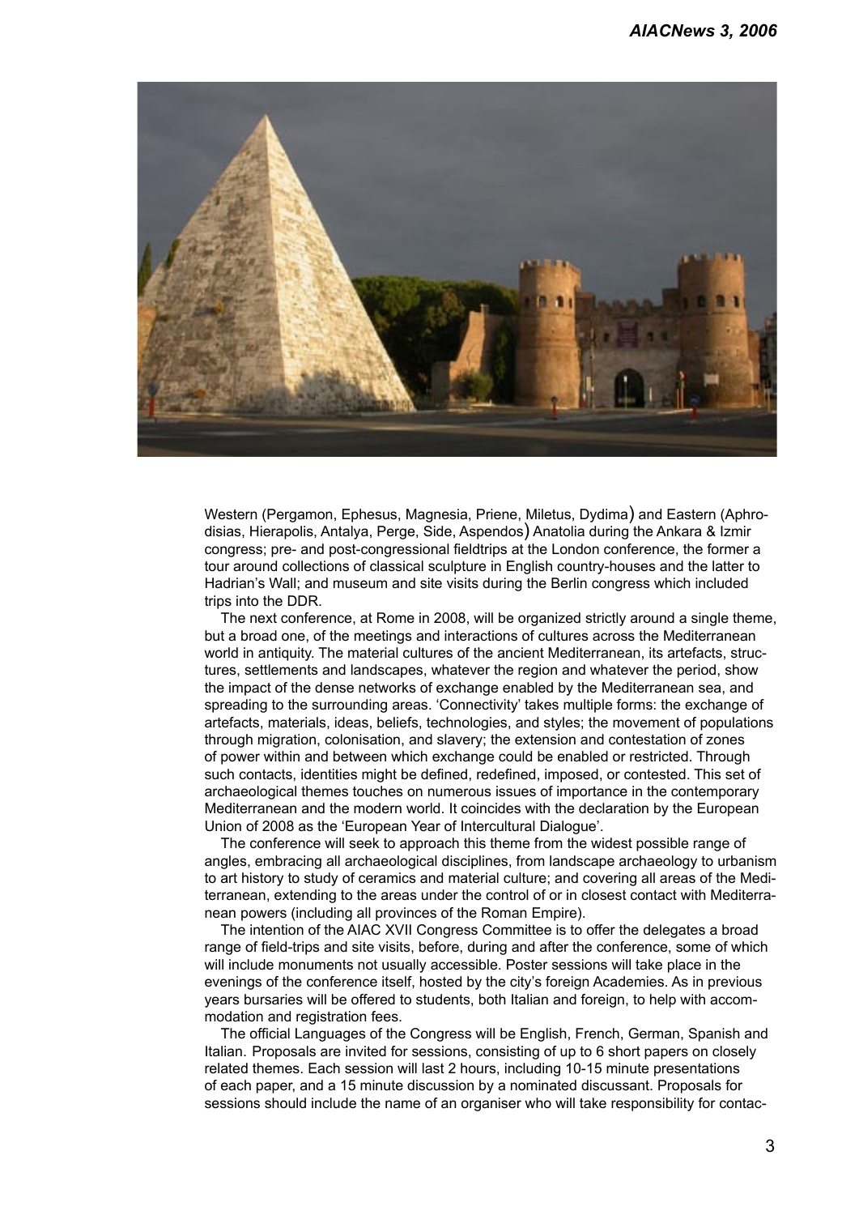Western (Pergamon, Ephesus, Magnesia, Priene, Miletus, Dydima) and Eastern (Aphrodisias, Hierapolis, Antalya, Perge, Side, Aspendos) Anatolia during the Ankara & Izmir congress; pre- and post-congressional fieldtrips at the London conference, the former a tour around collections of classical sculpture in English country-houses and the latter to Hadrian's Wall; and museum and site visits during the Berlin congress which included trips into the DDR.

The next conference, at Rome in 2008, will be organized strictly around a single theme, but a broad one, of the meetings and interactions of cultures across the Mediterranean world in antiquity. The material cultures of the ancient Mediterranean, its artefacts, structures, settlements and landscapes, whatever the region and whatever the period, show the impact of the dense networks of exchange enabled by the Mediterranean sea, and spreading to the surrounding areas. 'Connectivity' takes multiple forms: the exchange of artefacts, materials, ideas, beliefs, technologies, and styles; the movement of populations through migration, colonisation, and slavery; the extension and contestation of zones of power within and between which exchange could be enabled or restricted. Through such contacts, identities might be defined, redefined, imposed, or contested. This set of archaeological themes touches on numerous issues of importance in the contemporary Mediterranean and the modern world. It coincides with the declaration by the European Union of 2008 as the 'European Year of Intercultural Dialogue'.

The conference will seek to approach this theme from the widest possible range of angles, embracing all archaeological disciplines, from landscape archaeology to urbanism to art history to study of ceramics and material culture; and covering all areas of the Mediterranean, extending to the areas under the control of or in closest contact with Mediterranean powers (including all provinces of the Roman Empire).

The intention of the AIAC XVII Congress Committee is to offer the delegates a broad range of field-trips and site visits, before, during and after the conference, some of which will include monuments not usually accessible. Poster sessions will take place in the evenings of the conference itself, hosted by the city's foreign Academies. As in previous years bursaries will be offered to students, both Italian and foreign, to help with accommodation and registration fees.

The official Languages of the Congress will be English, French, German, Spanish and Italian. Proposals are invited for sessions, consisting of up to 6 short papers on closely related themes. Each session will last 2 hours, including 10-15 minute presentations of each paper, and a 15 minute discussion by a nominated discussant. Proposals for sessions should include the name of an organiser who will take responsibility for contac-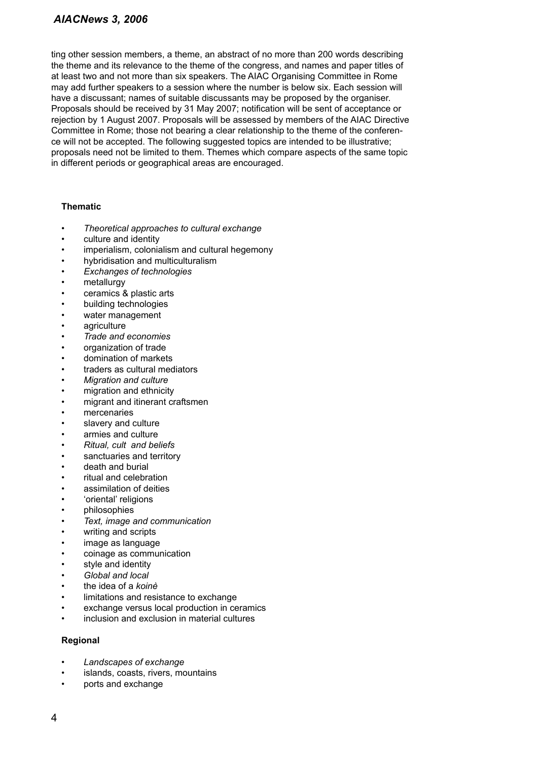ting other session members, a theme, an abstract of no more than 200 words describing the theme and its relevance to the theme of the congress, and names and paper titles of at least two and not more than six speakers. The AIAC Organising Committee in Rome may add further speakers to a session where the number is below six. Each session will have a discussant; names of suitable discussants may be proposed by the organiser. Proposals should be received by 31 May 2007; notification will be sent of acceptance or rejection by 1 August 2007. Proposals will be assessed by members of the AIAC Directive Committee in Rome; those not bearing a clear relationship to the theme of the conference will not be accepted. The following suggested topics are intended to be illustrative; proposals need not be limited to them. Themes which compare aspects of the same topic in different periods or geographical areas are encouraged.

**Thematic**

- *Theoretical approaches to cultural exchange*
- culture and identity
- imperialism, colonialism and cultural hegemony
- hybridisation and multiculturalism
- *Exchanges of technologies*
- metallurgy
- ceramics & plastic arts
- building technologies
- water management
- agriculture
- *Trade and economies*
- organization of trade
- domination of markets
- traders as cultural mediators
- *Migration and culture*
- migration and ethnicity
- migrant and itinerant craftsmen
- mercenaries
- slavery and culture
- armies and culture
- *Ritual, cult and beliefs*
- sanctuaries and territory
- death and burial
- ritual and celebration
- assimilation of deities
- 'oriental' religions
- philosophies
- *Text, image and communication*
- writing and scripts
- image as language
- coinage as communication
- style and identity
- *Global and local*
- the idea of a *koinè*
- limitations and resistance to exchange
- exchange versus local production in ceramics
- inclusion and exclusion in material cultures

**Regional**

- *Landscapes of exchange*
- islands, coasts, rivers, mountains
- ports and exchange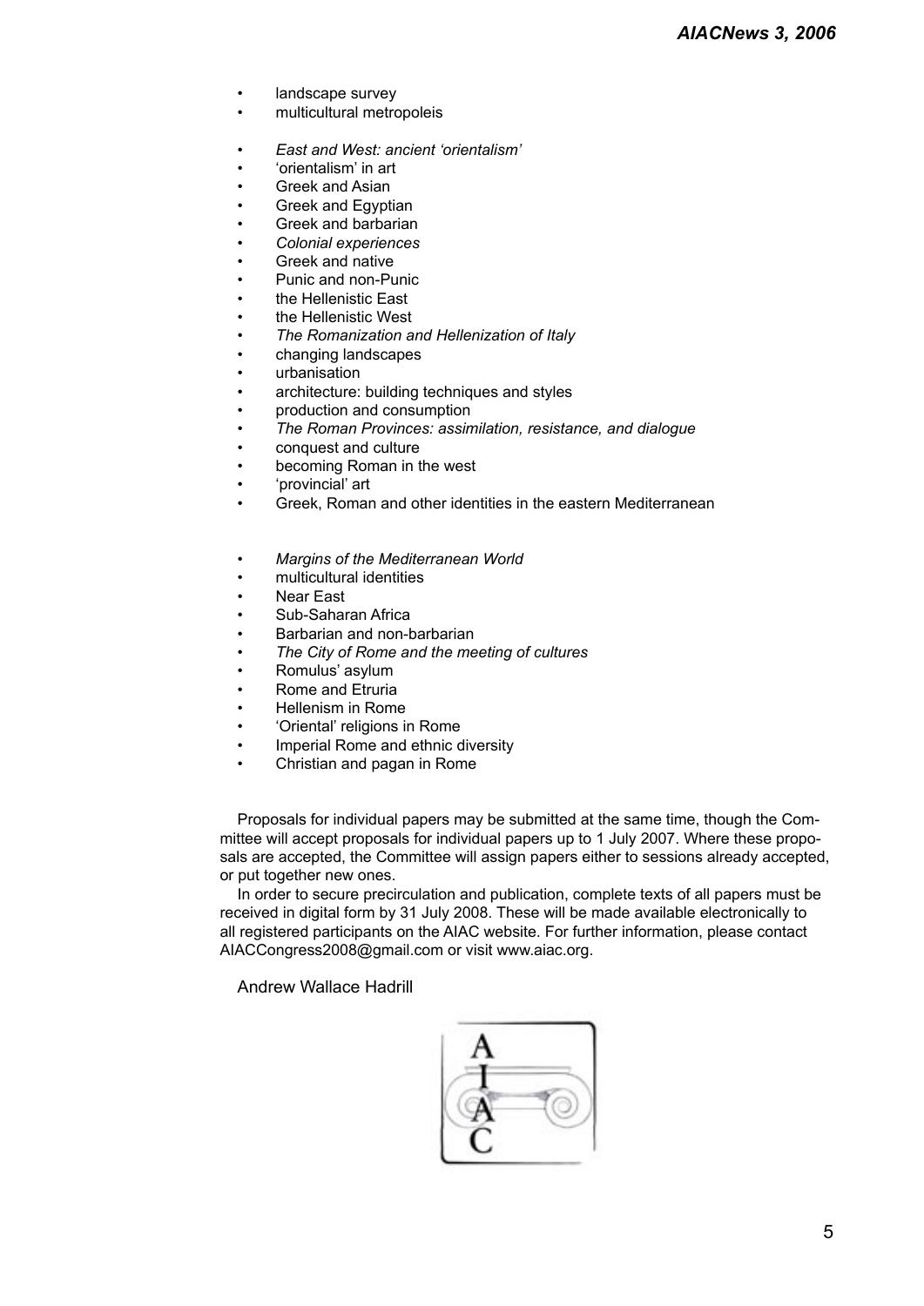- landscape survey
- multicultural metropoleis

- *East and West: ancient 'orientalism'*
- 'orientalism' in art
- Greek and Asian
- Greek and Egyptian
- Greek and barbarian
- *Colonial experiences*
- Greek and native
- Punic and non-Punic
- the Hellenistic East
- the Hellenistic West
- *The Romanization and Hellenization of Italy*
- changing landscapes
- urbanisation
- architecture: building techniques and styles
- production and consumption
- *The Roman Provinces: assimilation, resistance, and dialogue*
- conquest and culture
- becoming Roman in the west
- 'provincial' art
- Greek, Roman and other identities in the eastern Mediterranean

- *Margins of the Mediterranean World*
- multicultural identities
- Near East
- Sub-Saharan Africa
- Barbarian and non-barbarian
- *The City of Rome and the meeting of cultures*
- Romulus' asylum
- Rome and Etruria
- Hellenism in Rome
- 'Oriental' religions in Rome
- Imperial Rome and ethnic diversity
- Christian and pagan in Rome

Proposals for individual papers may be submitted at the same time, though the Committee will accept proposals for individual papers up to 1 July 2007. Where these proposals are accepted, the Committee will assign papers either to sessions already accepted, or put together new ones.

In order to secure precirculation and publication, complete texts of all papers must be received in digital form by 31 July 2008. These will be made available electronically to all registered participants on the AIAC website. For further information, please contact AIACCongress2008@gmail.com or visit www.aiac.org.

Andrew Wallace Hadrill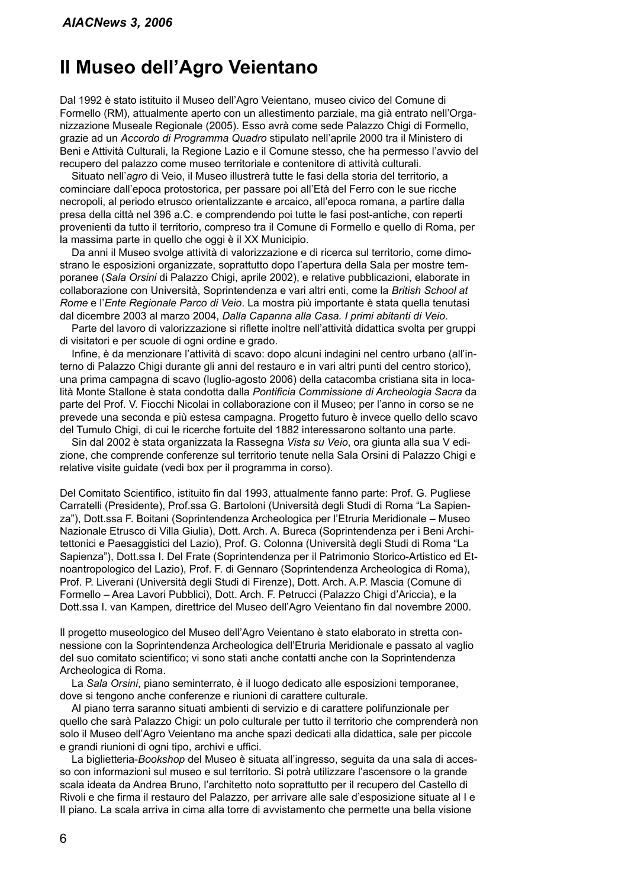# Il Museo dell'Agro Veientano

Dal 1992 è stato istituito il Museo dell'Agro Veientano, museo civico del Comune di Formello (RM), attualmente aperto con un allestimento parziale, ma già entrato nell'Organizzazione Museale Regionale (2005). Esso avrà come sede Palazzo Chigi di Formello, grazie ad un *Accordo di Programma Quadro* stipulato nell'aprile 2000 tra il Ministero di Beni e Attività Culturali, la Regione Lazio e il Comune stesso, che ha permesso l'avvio del recupero del palazzo come museo territoriale e contenitore di attività culturali.

Situato nell'*agro* di Veio, il Museo illustrerà tutte le fasi della storia del territorio, a cominciare dall'epoca protostorica, per passare poi all'Età del Ferro con le sue ricche necropoli, al periodo etrusco orientalizzante e arcaico, all'epoca romana, a partire dalla presa della città nel 396 a.C. e comprendendo poi tutte le fasi post-antiche, con reperti provenienti da tutto il territorio, compreso tra il Comune di Formello e quello di Roma, per la massima parte in quello che oggi è il XX Municipio.

Da anni il Museo svolge attività di valorizzazione e di ricerca sul territorio, come dimostrano le esposizioni organizzate, soprattutto dopo l'apertura della Sala per mostre temporanee (*Sala Orsini* di Palazzo Chigi, aprile 2002), e relative pubblicazioni, elaborate in collaborazione con Università, Soprintendenza e vari altri enti, come la *British School at Rome* e l'*Ente Regionale Parco di Veio*. La mostra più importante è stata quella tenutasi dal dicembre 2003 al marzo 2004, *Dalla Capanna alla Casa. I primi abitanti di Veio*.

Parte del lavoro di valorizzazione si riflette inoltre nell'attività didattica svolta per gruppi di visitatori e per scuole di ogni ordine e grado.

Infine, è da menzionare l'attività di scavo: dopo alcuni indagini nel centro urbano (all'interno di Palazzo Chigi durante gli anni del restauro e in vari altri punti del centro storico), una prima campagna di scavo (luglio-agosto 2006) della catacomba cristiana sita in località Monte Stallone è stata condotta dalla *Pontificia Commissione di Archeologia Sacra* da parte del Prof. V. Fiocchi Nicolai in collaborazione con il Museo; per l'anno in corso se ne prevede una seconda e più estesa campagna. Progetto futuro è invece quello dello scavo del Tumulo Chigi, di cui le ricerche fortuite del 1882 interessarono soltanto una parte.

Sin dal 2002 è stata organizzata la Rassegna *Vista su Veio*, ora giunta alla sua V edizione, che comprende conferenze sul territorio tenute nella Sala Orsini di Palazzo Chigi e relative visite guidate (vedi box per il programma in corso).

Del Comitato Scientifico, istituito fin dal 1993, attualmente fanno parte: Prof. G. Pugliese Carratelli (Presidente), Prof.ssa G. Bartoloni (Università degli Studi di Roma "La Sapienza"), Dott.ssa F. Boitani (Soprintendenza Archeologica per l'Etruria Meridionale – Museo Nazionale Etrusco di Villa Giulia), Dott. Arch. A. Bureca (Soprintendenza per i Beni Architettonici e Paesaggistici del Lazio), Prof. G. Colonna (Università degli Studi di Roma "La Sapienza"), Dott.ssa I. Del Frate (Soprintendenza per il Patrimonio Storico-Artistico ed Etnoantropologico del Lazio), Prof. F. di Gennaro (Soprintendenza Archeologica di Roma), Prof. P. Liverani (Università degli Studi di Firenze), Dott. Arch. A.P. Mascia (Comune di Formello – Area Lavori Pubblici), Dott. Arch. F. Petrucci (Palazzo Chigi d'Ariccia), e la Dott.ssa I. van Kampen, direttrice del Museo dell'Agro Veientano fin dal novembre 2000.

Il progetto museologico del Museo dell'Agro Veientano è stato elaborato in stretta connessione con la Soprintendenza Archeologica dell'Etruria Meridionale e passato al vaglio del suo comitato scientifico; vi sono stati anche contatti anche con la Soprintendenza Archeologica di Roma.

La *Sala Orsini*, piano seminterrato, è il luogo dedicato alle esposizioni temporanee, dove si tengono anche conferenze e riunioni di carattere culturale.

Al piano terra saranno situati ambienti di servizio e di carattere polifunzionale per quello che sarà Palazzo Chigi: un polo culturale per tutto il territorio che comprenderà non solo il Museo dell'Agro Veientano ma anche spazi dedicati alla didattica, sale per piccole e grandi riunioni di ogni tipo, archivi e uffici.

La biglietteria-*Bookshop* del Museo è situata all'ingresso, seguita da una sala di accesso con informazioni sul museo e sul territorio. Si potrà utilizzare l'ascensore o la grande scala ideata da Andrea Bruno, l'architetto noto soprattutto per il recupero del Castello di Rivoli e che firma il restauro del Palazzo, per arrivare alle sale d'esposizione situate al I e II piano. La scala arriva in cima alla torre di avvistamento che permette una bella visione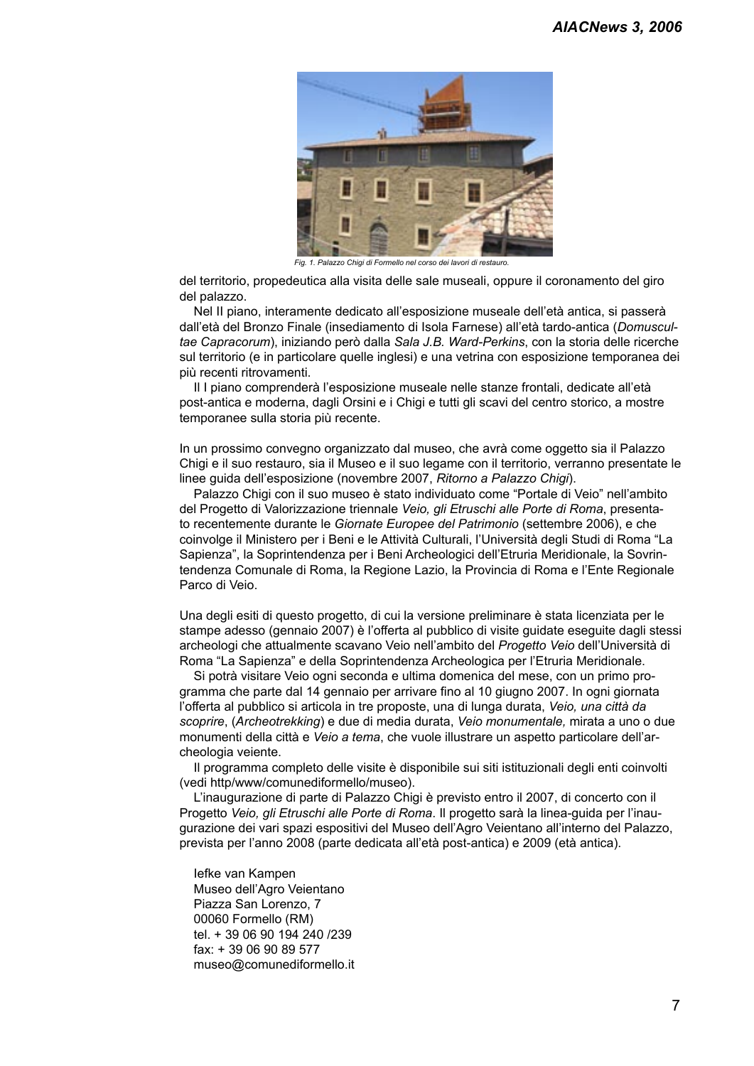Fig. 1. Palazzo Chigi di Formello nel corso dei lavori di restauro.

del territorio, propedeutica alla visita delle sale museali, oppure il coronamento del giro del palazzo.

Nel II piano, interamente dedicato all'esposizione museale dell'età antica, si passerà dall'età del Bronzo Finale (insediamento di Isola Farnese) all'età tardo-antica (*Domuscultae Capracorum*), iniziando però dalla *Sala J.B. Ward-Perkins*, con la storia delle ricerche sul territorio (e in particolare quelle inglesi) e una vetrina con esposizione temporanea dei più recenti ritrovamenti.

Il I piano comprenderà l'esposizione museale nelle stanze frontali, dedicate all'età post-antica e moderna, dagli Orsini e i Chigi e tutti gli scavi del centro storico, a mostre temporanee sulla storia più recente.

In un prossimo convegno organizzato dal museo, che avrà come oggetto sia il Palazzo Chigi e il suo restauro, sia il Museo e il suo legame con il territorio, verranno presentate le linee guida dell'esposizione (novembre 2007, *Ritorno a Palazzo Chigi*).

Palazzo Chigi con il suo museo è stato individuato come "Portale di Veio" nell'ambito del Progetto di Valorizzazione triennale *Veio, gli Etruschi alle Porte di Roma*, presentato recentemente durante le *Giornate Europee del Patrimonio* (settembre 2006), e che coinvolge il Ministero per i Beni e le Attività Culturali, l'Università degli Studi di Roma "La Sapienza", la Soprintendenza per i Beni Archeologici dell'Etruria Meridionale, la Sovrintendenza Comunale di Roma, la Regione Lazio, la Provincia di Roma e l'Ente Regionale Parco di Veio.

Una degli esiti di questo progetto, di cui la versione preliminare è stata licenziata per le stampe adesso (gennaio 2007) è l'offerta al pubblico di visite guidate eseguite dagli stessi archeologi che attualmente scavano Veio nell'ambito del *Progetto Veio* dell'Università di Roma "La Sapienza" e della Soprintendenza Archeologica per l'Etruria Meridionale.

Si potrà visitare Veio ogni seconda e ultima domenica del mese, con un primo programma che parte dal 14 gennaio per arrivare fino al 10 giugno 2007. In ogni giornata l'offerta al pubblico si articola in tre proposte, una di lunga durata, *Veio, una città da scoprire*, (*Archeotrekking*) e due di media durata, *Veio monumentale,* mirata a uno o due monumenti della città e *Veio a tema*, che vuole illustrare un aspetto particolare dell'archeologia veiente.

Il programma completo delle visite è disponibile sui siti istituzionali degli enti coinvolti (vedi http/www/comunediformello/museo).

L'inaugurazione di parte di Palazzo Chigi è previsto entro il 2007, di concerto con il Progetto *Veio, gli Etruschi alle Porte di Roma*. Il progetto sarà la linea-guida per l'inaugurazione dei vari spazi espositivi del Museo dell'Agro Veientano all'interno del Palazzo, prevista per l'anno 2008 (parte dedicata all'età post-antica) e 2009 (età antica).

Iefke van Kampen  
Museo dell'Agro Veientano  
Piazza San Lorenzo, 7  
00060 Formello (RM)  
tel. + 39 06 90 194 240 /239  
fax: + 39 06 90 89 577  
museo@comunediformello.it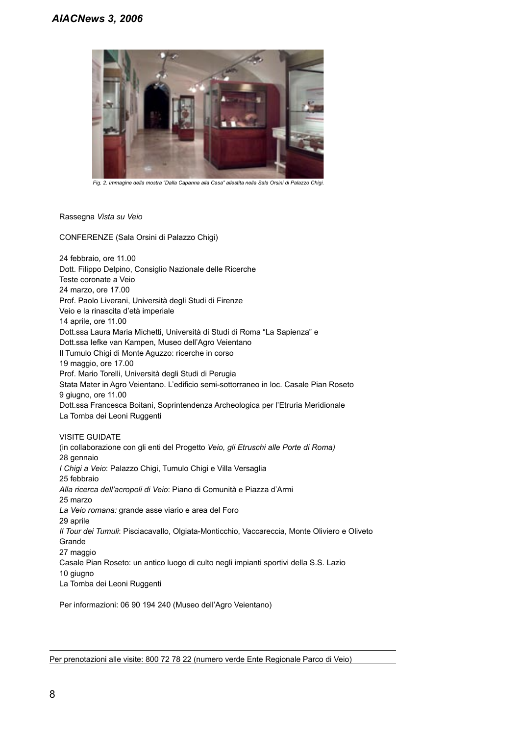*Fig. 2. Immagine della mostra "Dalla Capanna alla Casa" allestita nella Sala Orsini di Palazzo Chigi.*

Rassegna *Vista su Veio*

CONFERENZE (Sala Orsini di Palazzo Chigi)

24 febbraio, ore 11.00
Dott. Filippo Delpino, Consiglio Nazionale delle Ricerche
Teste coronate a Veio
24 marzo, ore 17.00
Prof. Paolo Liverani, Università degli Studi di Firenze
Veio e la rinascita d'età imperiale
14 aprile, ore 11.00
Dott.ssa Laura Maria Michetti, Università di Studi di Roma "La Sapienza" e
Dott.ssa Iefke van Kampen, Museo dell'Agro Veientano
Il Tumulo Chigi di Monte Aguzzo: ricerche in corso
19 maggio, ore 17.00
Prof. Mario Torelli, Università degli Studi di Perugia
Stata Mater in Agro Veientano. L'edificio semi-sottorraneo in loc. Casale Pian Roseto
9 giugno, ore 11.00
Dott.ssa Francesca Boitani, Soprintendenza Archeologica per l'Etruria Meridionale
La Tomba dei Leoni Ruggenti

VISITE GUIDATE
(in collaborazione con gli enti del Progetto *Veio, gli Etruschi alle Porte di Roma)*
28 gennaio
*I Chigi a Veio*: Palazzo Chigi, Tumulo Chigi e Villa Versaglia
25 febbraio
*Alla ricerca dell'acropoli di Veio*: Piano di Comunità e Piazza d'Armi
25 marzo
*La Veio romana:* grande asse viario e area del Foro
29 aprile
*Il Tour dei Tumuli*: Pisciacavallo, Olgiata-Monticchio, Vaccareccia, Monte Oliviero e Oliveto Grande
27 maggio
Casale Pian Roseto: un antico luogo di culto negli impianti sportivi della S.S. Lazio
10 giugno
La Tomba dei Leoni Ruggenti

Per informazioni: 06 90 194 240 (Museo dell'Agro Veientano)

---

Per prenotazioni alle visite: 800 72 78 22 (numero verde Ente Regionale Parco di Veio)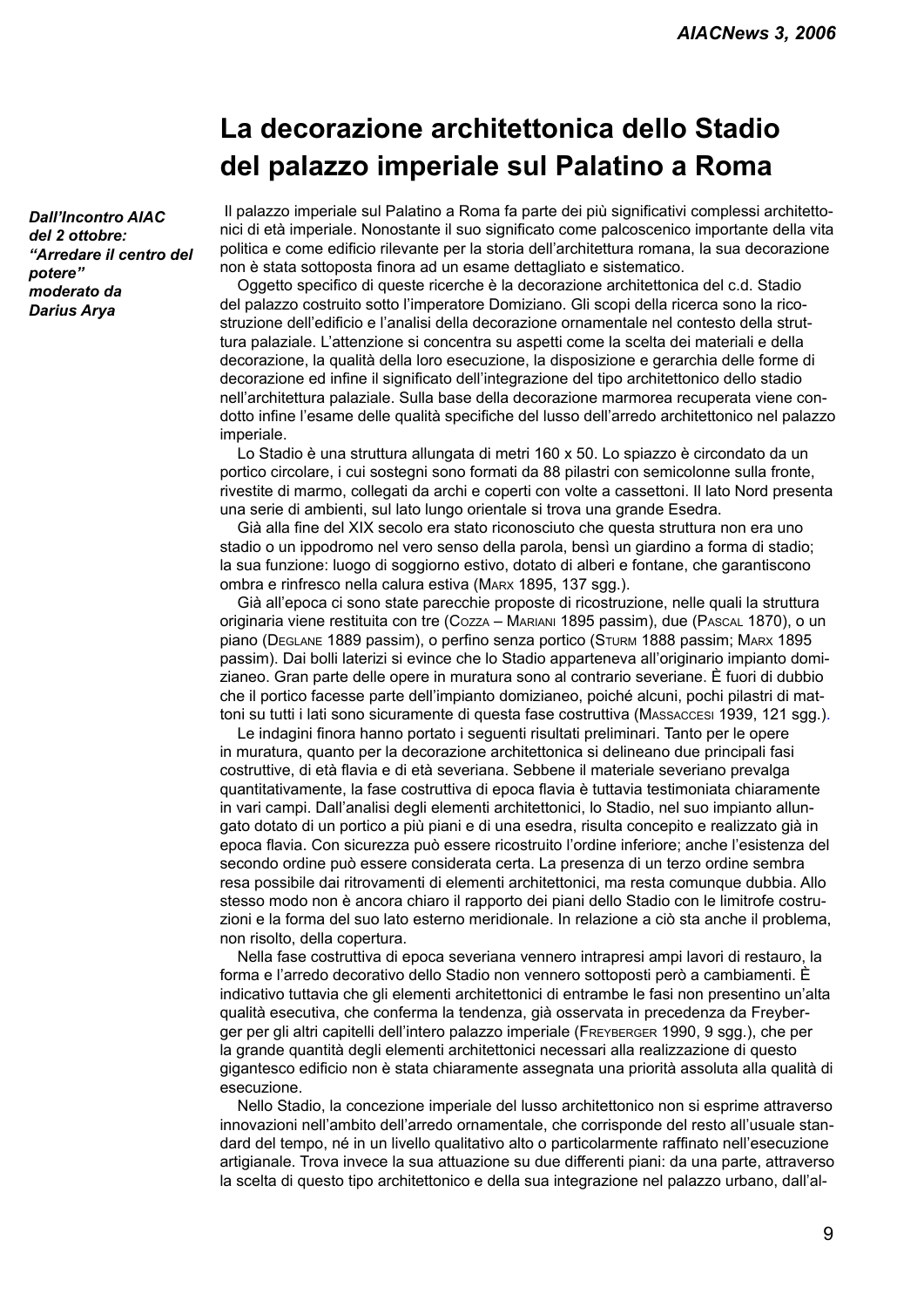# La decorazione architettonica dello Stadio del palazzo imperiale sul Palatino a Roma

***Dall'Incontro AIAC del 2 ottobre: "Arredare il centro del potere" moderato da Darius Arya***

Il palazzo imperiale sul Palatino a Roma fa parte dei più significativi complessi architettonici di età imperiale. Nonostante il suo significato come palcoscenico importante della vita politica e come edificio rilevante per la storia dell'architettura romana, la sua decorazione non è stata sottoposta finora ad un esame dettagliato e sistematico.

Oggetto specifico di queste ricerche è la decorazione architettonica del c.d. Stadio del palazzo costruito sotto l'imperatore Domiziano. Gli scopi della ricerca sono la ricostruzione dell'edificio e l'analisi della decorazione ornamentale nel contesto della struttura palaziale. L'attenzione si concentra su aspetti come la scelta dei materiali e della decorazione, la qualità della loro esecuzione, la disposizione e gerarchia delle forme di decorazione ed infine il significato dell'integrazione del tipo architettonico dello stadio nell'architettura palaziale. Sulla base della decorazione marmorea recuperata viene condotto infine l'esame delle qualità specifiche del lusso dell'arredo architettonico nel palazzo imperiale.

Lo Stadio è una struttura allungata di metri 160 x 50. Lo spiazzo è circondato da un portico circolare, i cui sostegni sono formati da 88 pilastri con semicolonne sulla fronte, rivestite di marmo, collegati da archi e coperti con volte a cassettoni. Il lato Nord presenta una serie di ambienti, sul lato lungo orientale si trova una grande Esedra.

Già alla fine del XIX secolo era stato riconosciuto che questa struttura non era uno stadio o un ippodromo nel vero senso della parola, bensì un giardino a forma di stadio; la sua funzione: luogo di soggiorno estivo, dotato di alberi e fontane, che garantiscono ombra e rinfresco nella calura estiva (Marx 1895, 137 sgg.).

Già all'epoca ci sono state parecchie proposte di ricostruzione, nelle quali la struttura originaria viene restituita con tre (Cozza – Mariani 1895 passim), due (Pascal 1870), o un piano (Deglane 1889 passim), o perfino senza portico (Sturm 1888 passim; Marx 1895 passim). Dai bolli laterizi si evince che lo Stadio apparteneva all'originario impianto domizianeo. Gran parte delle opere in muratura sono al contrario severiane. È fuori di dubbio che il portico facesse parte dell'impianto domizianeo, poiché alcuni, pochi pilastri di mattoni su tutti i lati sono sicuramente di questa fase costruttiva (Massaccesi 1939, 121 sgg.).

Le indagini finora hanno portato i seguenti risultati preliminari. Tanto per le opere in muratura, quanto per la decorazione architettonica si delineano due principali fasi costruttive, di età flavia e di età severiana. Sebbene il materiale severiano prevalga quantitativamente, la fase costruttiva di epoca flavia è tuttavia testimoniata chiaramente in vari campi. Dall'analisi degli elementi architettonici, lo Stadio, nel suo impianto allungato dotato di un portico a più piani e di una esedra, risulta concepito e realizzato già in epoca flavia. Con sicurezza può essere ricostruito l'ordine inferiore; anche l'esistenza del secondo ordine può essere considerata certa. La presenza di un terzo ordine sembra resa possibile dai ritrovamenti di elementi architettonici, ma resta comunque dubbia. Allo stesso modo non è ancora chiaro il rapporto dei piani dello Stadio con le limitrofe costruzioni e la forma del suo lato esterno meridionale. In relazione a ciò sta anche il problema, non risolto, della copertura.

Nella fase costruttiva di epoca severiana vennero intrapresi ampi lavori di restauro, la forma e l'arredo decorativo dello Stadio non vennero sottoposti però a cambiamenti. È indicativo tuttavia che gli elementi architettonici di entrambe le fasi non presentino un'alta qualità esecutiva, che conferma la tendenza, già osservata in precedenza da Freyberger per gli altri capitelli dell'intero palazzo imperiale (Freyberger 1990, 9 sgg.), che per la grande quantità degli elementi architettonici necessari alla realizzazione di questo gigantesco edificio non è stata chiaramente assegnata una priorità assoluta alla qualità di esecuzione.

Nello Stadio, la concezione imperiale del lusso architettonico non si esprime attraverso innovazioni nell'ambito dell'arredo ornamentale, che corrisponde del resto all'usuale standard del tempo, né in un livello qualitativo alto o particolarmente raffinato nell'esecuzione artigianale. Trova invece la sua attuazione su due differenti piani: da una parte, attraverso la scelta di questo tipo architettonico e della sua integrazione nel palazzo urbano, dall'al-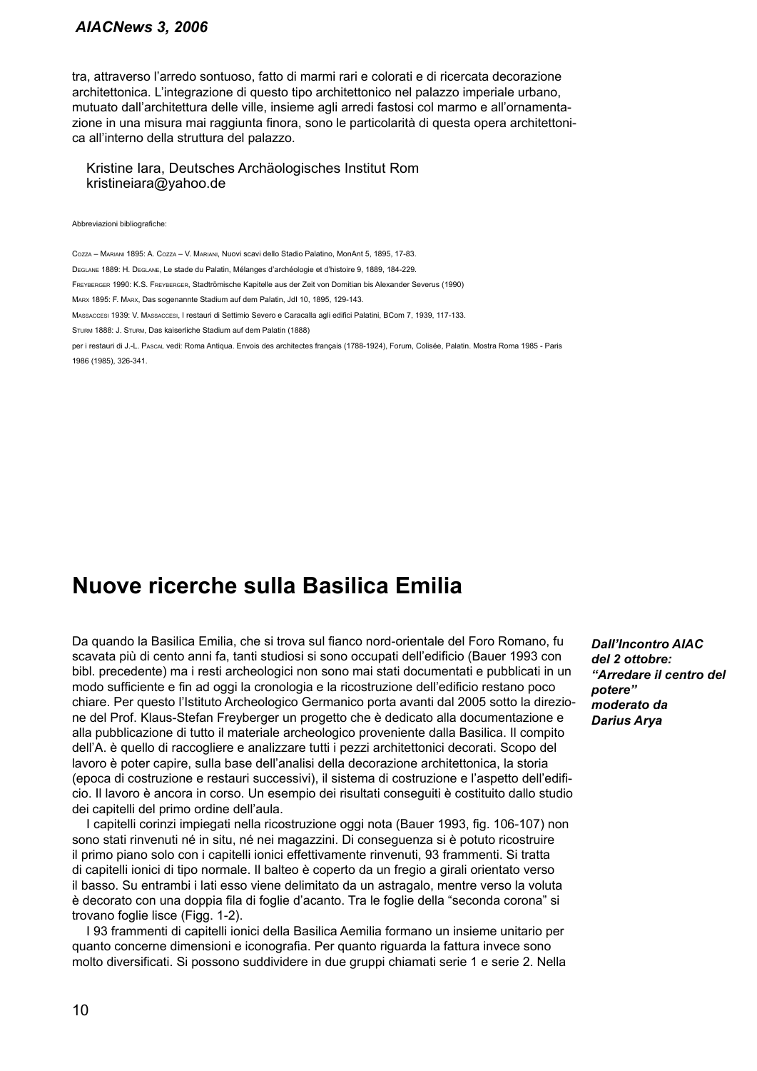tra, attraverso l'arredo sontuoso, fatto di marmi rari e colorati e di ricercata decorazione architettonica. L'integrazione di questo tipo architettonico nel palazzo imperiale urbano, mutuato dall'architettura delle ville, insieme agli arredi fastosi col marmo e all'ornamentazione in una misura mai raggiunta finora, sono le particolarità di questa opera architettonica all'interno della struttura del palazzo.

Kristine Iara, Deutsches Archäologisches Institut Rom
kristineiara@yahoo.de

Abbreviazioni bibliografiche:

Cozza – Mariani 1895: A. Cozza – V. Mariani, Nuovi scavi dello Stadio Palatino, MonAnt 5, 1895, 17-83.

Deglane 1889: H. Deglane, Le stade du Palatin, Mélanges d'archéologie et d'histoire 9, 1889, 184-229.

Freyberger 1990: K.S. Freyberger, Stadtrömische Kapitelle aus der Zeit von Domitian bis Alexander Severus (1990)

Marx 1895: F. Marx, Das sogenannte Stadium auf dem Palatin, JdI 10, 1895, 129-143.

Massaccesi 1939: V. Massaccesi, I restauri di Settimio Severo e Caracalla agli edifici Palatini, BCom 7, 1939, 117-133.

Sturm 1888: J. Sturm, Das kaiserliche Stadium auf dem Palatin (1888)

per i restauri di J.-L. Pascal vedi: Roma Antiqua. Envois des architectes français (1788-1924), Forum, Colisée, Palatin. Mostra Roma 1985 - Paris 1986 (1985), 326-341.

# Nuove ricerche sulla Basilica Emilia

***Dall'Incontro AIAC del 2 ottobre: "Arredare il centro del potere" moderato da Darius Arya***

Da quando la Basilica Emilia, che si trova sul fianco nord-orientale del Foro Romano, fu scavata più di cento anni fa, tanti studiosi si sono occupati dell'edificio (Bauer 1993 con bibl. precedente) ma i resti archeologici non sono mai stati documentati e pubblicati in un modo sufficiente e fin ad oggi la cronologia e la ricostruzione dell'edificio restano poco chiare. Per questo l'Istituto Archeologico Germanico porta avanti dal 2005 sotto la direzione del Prof. Klaus-Stefan Freyberger un progetto che è dedicato alla documentazione e alla pubblicazione di tutto il materiale archeologico proveniente dalla Basilica. Il compito dell'A. è quello di raccogliere e analizzare tutti i pezzi architettonici decorati. Scopo del lavoro è poter capire, sulla base dell'analisi della decorazione architettonica, la storia (epoca di costruzione e restauri successivi), il sistema di costruzione e l'aspetto dell'edificio. Il lavoro è ancora in corso. Un esempio dei risultati conseguiti è costituito dallo studio dei capitelli del primo ordine dell'aula.

I capitelli corinzi impiegati nella ricostruzione oggi nota (Bauer 1993, fig. 106-107) non sono stati rinvenuti né in situ, né nei magazzini. Di conseguenza si è potuto ricostruire il primo piano solo con i capitelli ionici effettivamente rinvenuti, 93 frammenti. Si tratta di capitelli ionici di tipo normale. Il balteo è coperto da un fregio a girali orientato verso il basso. Su entrambi i lati esso viene delimitato da un astragalo, mentre verso la voluta è decorato con una doppia fila di foglie d'acanto. Tra le foglie della "seconda corona" si trovano foglie lisce (Figg. 1-2).

I 93 frammenti di capitelli ionici della Basilica Aemilia formano un insieme unitario per quanto concerne dimensioni e iconografia. Per quanto riguarda la fattura invece sono molto diversificati. Si possono suddividere in due gruppi chiamati serie 1 e serie 2. Nella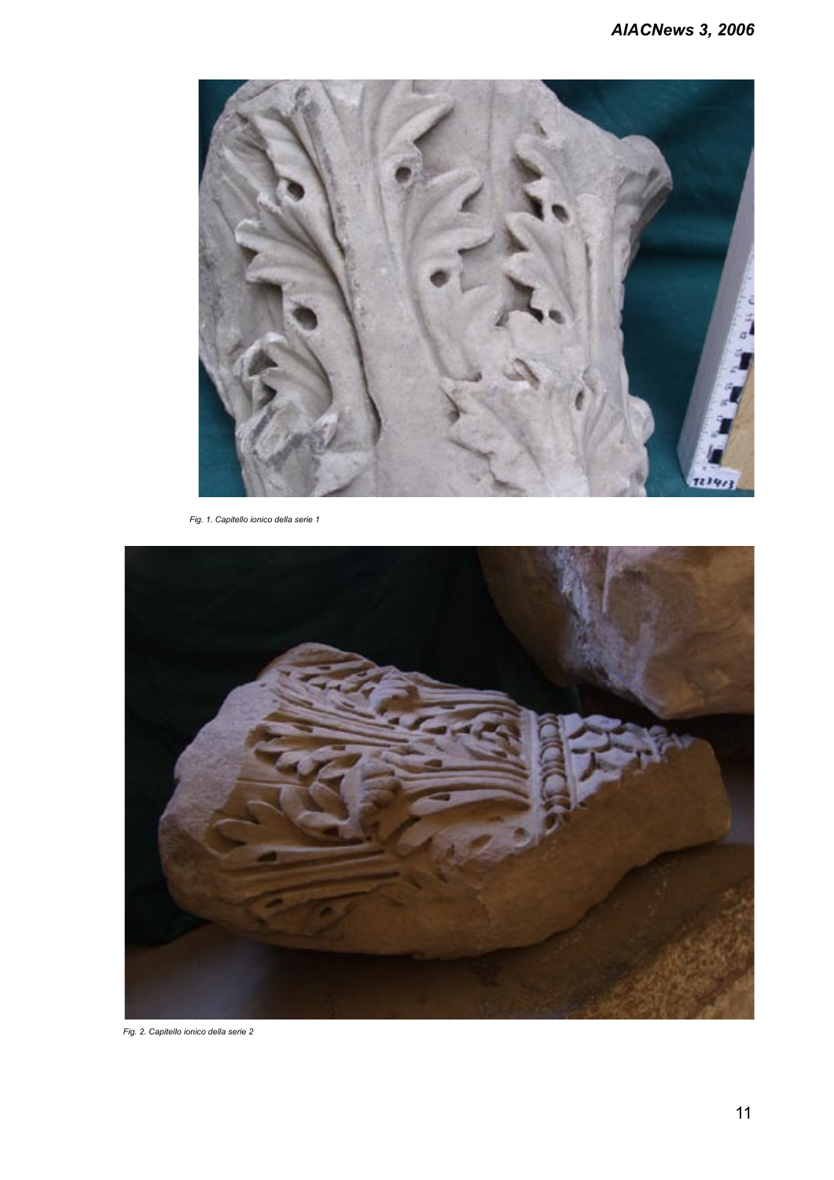*Fig. 1. Capitello ionico della serie 1*

*Fig. 2. Capitello ionico della serie 2*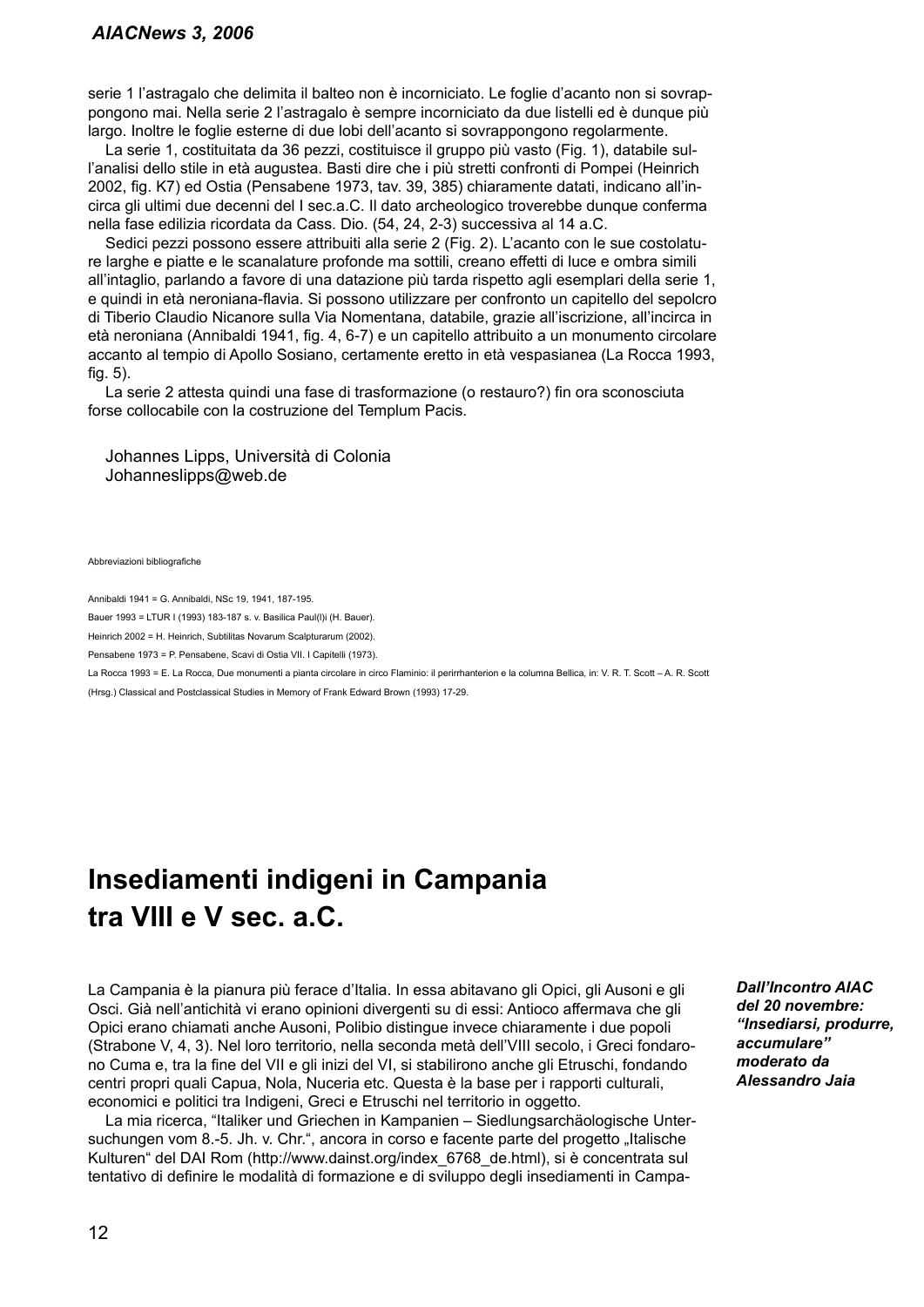serie 1 l'astragalo che delimita il balteo non è incorniciato. Le foglie d'acanto non si sovrappongono mai. Nella serie 2 l'astragalo è sempre incorniciato da due listelli ed è dunque più largo. Inoltre le foglie esterne di due lobi dell'acanto si sovrappongono regolarmente.

La serie 1, costituitata da 36 pezzi, costituisce il gruppo più vasto (Fig. 1), databile sull'analisi dello stile in età augustea. Basti dire che i più stretti confronti di Pompei (Heinrich 2002, fig. K7) ed Ostia (Pensabene 1973, tav. 39, 385) chiaramente datati, indicano all'incirca gli ultimi due decenni del I sec.a.C. Il dato archeologico troverebbe dunque conferma nella fase edilizia ricordata da Cass. Dio. (54, 24, 2-3) successiva al 14 a.C.

Sedici pezzi possono essere attribuiti alla serie 2 (Fig. 2). L'acanto con le sue costolature larghe e piatte e le scanalature profonde ma sottili, creano effetti di luce e ombra simili all'intaglio, parlando a favore di una datazione più tarda rispetto agli esemplari della serie 1, e quindi in età neroniana-flavia. Si possono utilizzare per confronto un capitello del sepolcro di Tiberio Claudio Nicanore sulla Via Nomentana, databile, grazie all'iscrizione, all'incirca in età neroniana (Annibaldi 1941, fig. 4, 6-7) e un capitello attribuito a un monumento circolare accanto al tempio di Apollo Sosiano, certamente eretto in età vespasianea (La Rocca 1993, fig. 5).

La serie 2 attesta quindi una fase di trasformazione (o restauro?) fin ora sconosciuta forse collocabile con la costruzione del Templum Pacis.

Johannes Lipps, Università di Colonia
Johanneslipps@web.de

Abbreviazioni bibliografiche

Annibaldi 1941 = G. Annibaldi, NSc 19, 1941, 187-195.

Bauer 1993 = LTUR I (1993) 183-187 s. v. Basilica Paul(l)i (H. Bauer).

Heinrich 2002 = H. Heinrich, Subtilitas Novarum Scalpturarum (2002).

Pensabene 1973 = P. Pensabene, Scavi di Ostia VII. I Capitelli (1973).

La Rocca 1993 = E. La Rocca, Due monumenti a pianta circolare in circo Flaminio: il perirrhanterion e la columna Bellica, in: V. R. T. Scott – A. R. Scott (Hrsg.) Classical and Postclassical Studies in Memory of Frank Edward Brown (1993) 17-29.

# Insediamenti indigeni in Campania tra VIII e V sec. a.C.

***Dall'Incontro AIAC del 20 novembre: "Insediarsi, produrre, accumulare" moderato da Alessandro Jaia***

La Campania è la pianura più ferace d'Italia. In essa abitavano gli Opici, gli Ausoni e gli Osci. Già nell'antichità vi erano opinioni divergenti su di essi: Antioco affermava che gli Opici erano chiamati anche Ausoni, Polibio distingue invece chiaramente i due popoli (Strabone V, 4, 3). Nel loro territorio, nella seconda metà dell'VIII secolo, i Greci fondarono Cuma e, tra la fine del VII e gli inizi del VI, si stabilirono anche gli Etruschi, fondando centri propri quali Capua, Nola, Nuceria etc. Questa è la base per i rapporti culturali, economici e politici tra Indigeni, Greci e Etruschi nel territorio in oggetto.

La mia ricerca, "Italiker und Griechen in Kampanien – Siedlungsarchäologische Untersuchungen vom 8.-5. Jh. v. Chr.", ancora in corso e facente parte del progetto „Italische Kulturen" del DAI Rom (http://www.dainst.org/index_6768_de.html), si è concentrata sul tentativo di definire le modalità di formazione e di sviluppo degli insediamenti in Campa-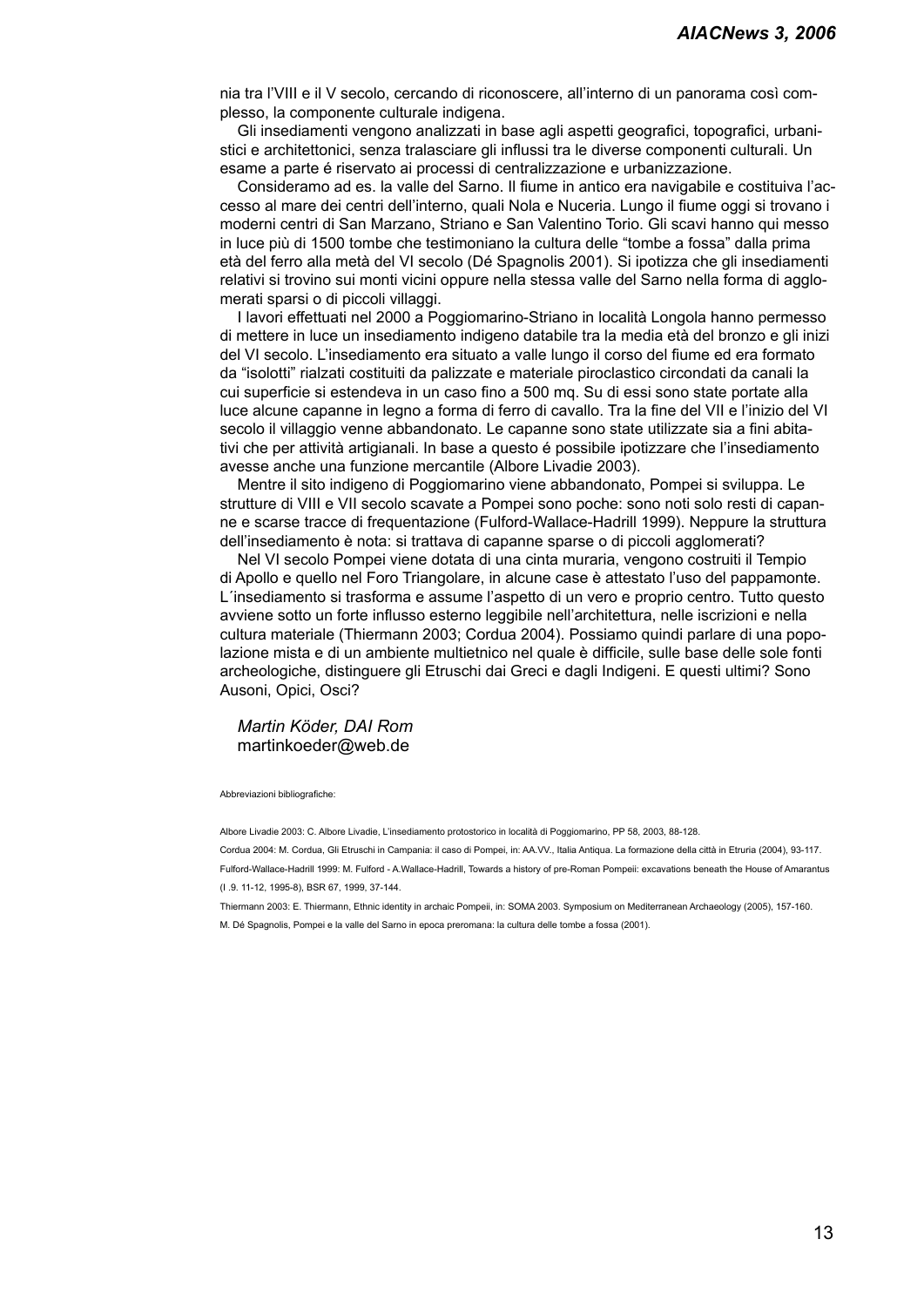nia tra l'VIII e il V secolo, cercando di riconoscere, all'interno di un panorama così complesso, la componente culturale indigena.

Gli insediamenti vengono analizzati in base agli aspetti geografici, topografici, urbanistici e architettonici, senza tralasciare gli influssi tra le diverse componenti culturali. Un esame a parte é riservato ai processi di centralizzazione e urbanizzazione.

Consideramo ad es. la valle del Sarno. Il fiume in antico era navigabile e costituiva l'accesso al mare dei centri dell'interno, quali Nola e Nuceria. Lungo il fiume oggi si trovano i moderni centri di San Marzano, Striano e San Valentino Torio. Gli scavi hanno qui messo in luce più di 1500 tombe che testimoniano la cultura delle "tombe a fossa" dalla prima età del ferro alla metà del VI secolo (Dé Spagnolis 2001). Si ipotizza che gli insediamenti relativi si trovino sui monti vicini oppure nella stessa valle del Sarno nella forma di agglomerati sparsi o di piccoli villaggi.

I lavori effettuati nel 2000 a Poggiomarino-Striano in località Longola hanno permesso di mettere in luce un insediamento indigeno databile tra la media età del bronzo e gli inizi del VI secolo. L'insediamento era situato a valle lungo il corso del fiume ed era formato da "isolotti" rialzati costituiti da palizzate e materiale piroclastico circondati da canali la cui superficie si estendeva in un caso fino a 500 mq. Su di essi sono state portate alla luce alcune capanne in legno a forma di ferro di cavallo. Tra la fine del VII e l'inizio del VI secolo il villaggio venne abbandonato. Le capanne sono state utilizzate sia a fini abitativi che per attività artigianali. In base a questo é possibile ipotizzare che l'insediamento avesse anche una funzione mercantile (Albore Livadie 2003).

Mentre il sito indigeno di Poggiomarino viene abbandonato, Pompei si sviluppa. Le strutture di VIII e VII secolo scavate a Pompei sono poche: sono noti solo resti di capanne e scarse tracce di frequentazione (Fulford-Wallace-Hadrill 1999). Neppure la struttura dell'insediamento è nota: si trattava di capanne sparse o di piccoli agglomerati?

Nel VI secolo Pompei viene dotata di una cinta muraria, vengono costruiti il Tempio di Apollo e quello nel Foro Triangolare, in alcune case è attestato l'uso del pappamonte. L´insediamento si trasforma e assume l'aspetto di un vero e proprio centro. Tutto questo avviene sotto un forte influsso esterno leggibile nell'architettura, nelle iscrizioni e nella cultura materiale (Thiermann 2003; Cordua 2004). Possiamo quindi parlare di una popolazione mista e di un ambiente multietnico nel quale è difficile, sulle base delle sole fonti archeologiche, distinguere gli Etruschi dai Greci e dagli Indigeni. E questi ultimi? Sono Ausoni, Opici, Osci?

*Martin Köder, DAI Rom*
martinkoeder@web.de

Abbreviazioni bibliografiche:

Albore Livadie 2003: C. Albore Livadie, L'insediamento protostorico in località di Poggiomarino, PP 58, 2003, 88-128.

Cordua 2004: M. Cordua, Gli Etruschi in Campania: il caso di Pompei, in: AA.VV., Italia Antiqua. La formazione della città in Etruria (2004), 93-117.

Fulford-Wallace-Hadrill 1999: M. Fulford - A.Wallace-Hadrill, Towards a history of pre-Roman Pompeii: excavations beneath the House of Amarantus (I .9. 11-12, 1995-8), BSR 67, 1999, 37-144.

Thiermann 2003: E. Thiermann, Ethnic identity in archaic Pompeii, in: SOMA 2003. Symposium on Mediterranean Archaeology (2005), 157-160.

M. Dé Spagnolis, Pompei e la valle del Sarno in epoca preromana: la cultura delle tombe a fossa (2001).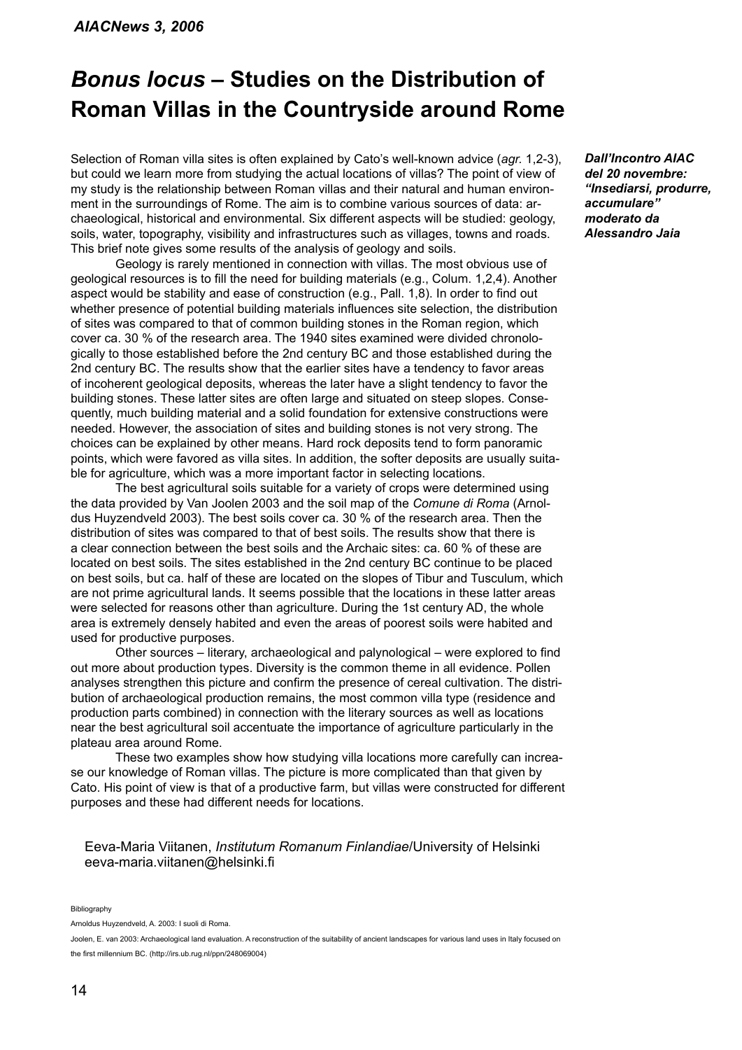# *Bonus locus* – Studies on the Distribution of Roman Villas in the Countryside around Rome

***Dall'Incontro AIAC del 20 novembre: "Insediarsi, produrre, accumulare" moderato da Alessandro Jaia***

Selection of Roman villa sites is often explained by Cato's well-known advice (*agr.* 1,2-3), but could we learn more from studying the actual locations of villas? The point of view of my study is the relationship between Roman villas and their natural and human environment in the surroundings of Rome. The aim is to combine various sources of data: archaeological, historical and environmental. Six different aspects will be studied: geology, soils, water, topography, visibility and infrastructures such as villages, towns and roads. This brief note gives some results of the analysis of geology and soils.

Geology is rarely mentioned in connection with villas. The most obvious use of geological resources is to fill the need for building materials (e.g., Colum. 1,2,4). Another aspect would be stability and ease of construction (e.g., Pall. 1,8). In order to find out whether presence of potential building materials influences site selection, the distribution of sites was compared to that of common building stones in the Roman region, which cover ca. 30 % of the research area. The 1940 sites examined were divided chronologically to those established before the 2nd century BC and those established during the 2nd century BC. The results show that the earlier sites have a tendency to favor areas of incoherent geological deposits, whereas the later have a slight tendency to favor the building stones. These latter sites are often large and situated on steep slopes. Consequently, much building material and a solid foundation for extensive constructions were needed. However, the association of sites and building stones is not very strong. The choices can be explained by other means. Hard rock deposits tend to form panoramic points, which were favored as villa sites. In addition, the softer deposits are usually suitable for agriculture, which was a more important factor in selecting locations.

The best agricultural soils suitable for a variety of crops were determined using the data provided by Van Joolen 2003 and the soil map of the *Comune di Roma* (Arnoldus Huyzendveld 2003). The best soils cover ca. 30 % of the research area. Then the distribution of sites was compared to that of best soils. The results show that there is a clear connection between the best soils and the Archaic sites: ca. 60 % of these are located on best soils. The sites established in the 2nd century BC continue to be placed on best soils, but ca. half of these are located on the slopes of Tibur and Tusculum, which are not prime agricultural lands. It seems possible that the locations in these latter areas were selected for reasons other than agriculture. During the 1st century AD, the whole area is extremely densely habited and even the areas of poorest soils were habited and used for productive purposes.

Other sources – literary, archaeological and palynological – were explored to find out more about production types. Diversity is the common theme in all evidence. Pollen analyses strengthen this picture and confirm the presence of cereal cultivation. The distribution of archaeological production remains, the most common villa type (residence and production parts combined) in connection with the literary sources as well as locations near the best agricultural soil accentuate the importance of agriculture particularly in the plateau area around Rome.

These two examples show how studying villa locations more carefully can increase our knowledge of Roman villas. The picture is more complicated than that given by Cato. His point of view is that of a productive farm, but villas were constructed for different purposes and these had different needs for locations.

Eeva-Maria Viitanen, *Institutum Romanum Finlandiae*/University of Helsinki
eeva-maria.viitanen@helsinki.fi

Bibliography

Arnoldus Huyzendveld, A. 2003: I suoli di Roma.

Joolen, E. van 2003: Archaeological land evaluation. A reconstruction of the suitability of ancient landscapes for various land uses in Italy focused on the first millennium BC. (http://irs.ub.rug.nl/ppn/248069004)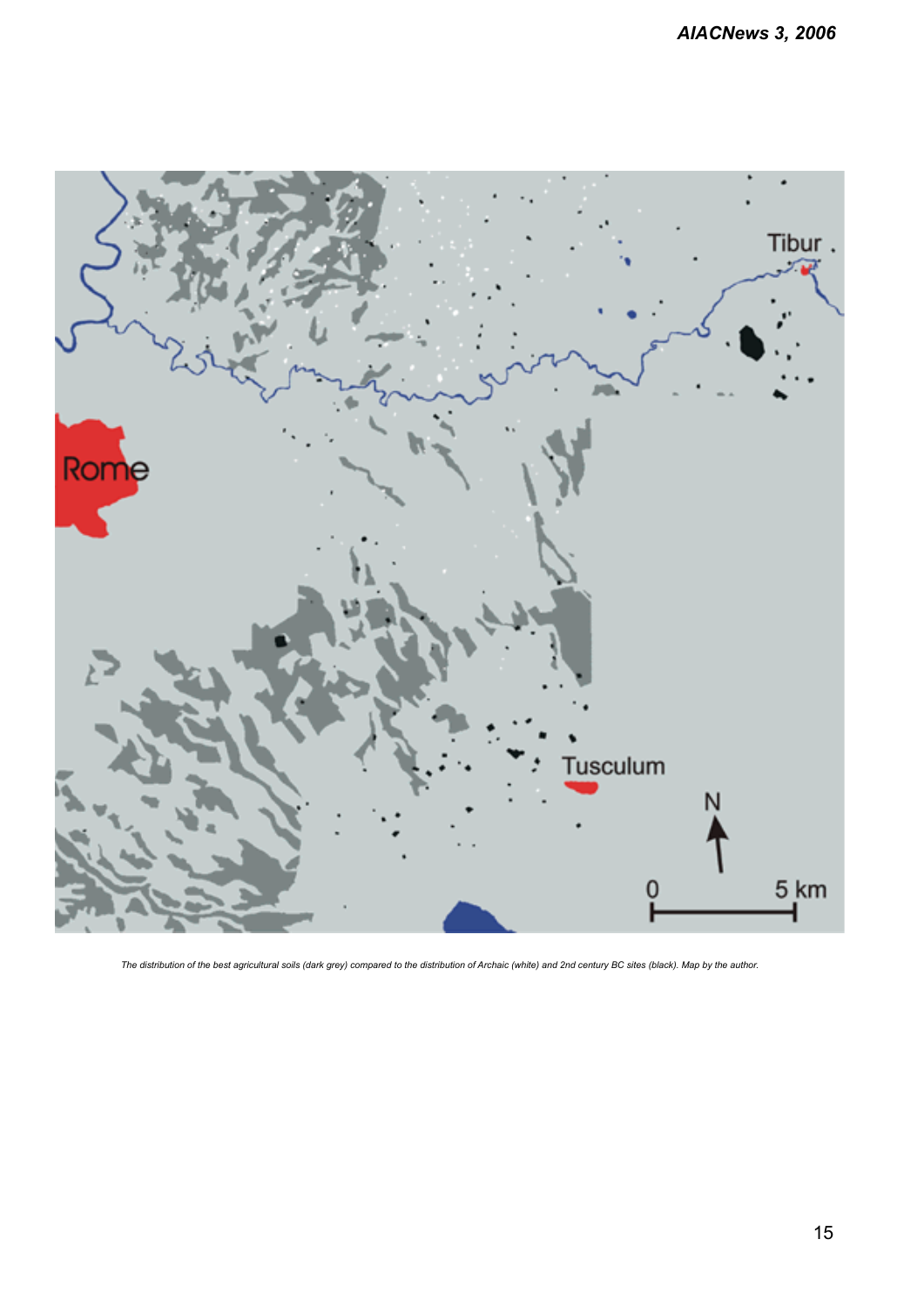*The distribution of the best agricultural soils (dark grey) compared to the distribution of Archaic (white) and 2nd century BC sites (black). Map by the author.*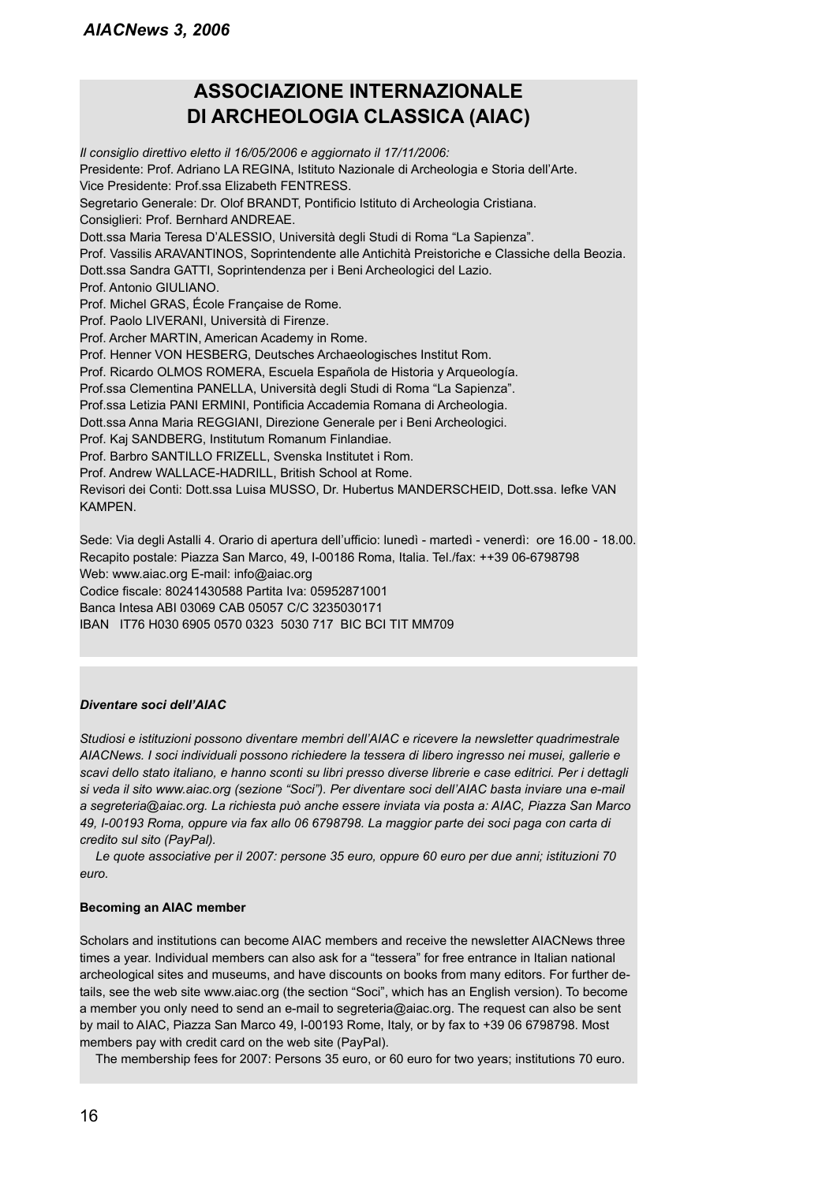## ASSOCIAZIONE INTERNAZIONALE DI ARCHEOLOGIA CLASSICA (AIAC)

*Il consiglio direttivo eletto il 16/05/2006 e aggiornato il 17/11/2006:*

Presidente: Prof. Adriano LA REGINA, Istituto Nazionale di Archeologia e Storia dell'Arte.
Vice Presidente: Prof.ssa Elizabeth FENTRESS.
Segretario Generale: Dr. Olof BRANDT, Pontificio Istituto di Archeologia Cristiana.
Consiglieri: Prof. Bernhard ANDREAE.
Dott.ssa Maria Teresa D'ALESSIO, Università degli Studi di Roma "La Sapienza".
Prof. Vassilis ARAVANTINOS, Soprintendente alle Antichità Preistoriche e Classiche della Beozia.
Dott.ssa Sandra GATTI, Soprintendenza per i Beni Archeologici del Lazio.
Prof. Antonio GIULIANO.
Prof. Michel GRAS, École Française de Rome.
Prof. Paolo LIVERANI, Università di Firenze.
Prof. Archer MARTIN, American Academy in Rome.
Prof. Henner VON HESBERG, Deutsches Archaeologisches Institut Rom.
Prof. Ricardo OLMOS ROMERA, Escuela Española de Historia y Arqueología.
Prof.ssa Clementina PANELLA, Università degli Studi di Roma "La Sapienza".
Prof.ssa Letizia PANI ERMINI, Pontificia Accademia Romana di Archeologia.
Dott.ssa Anna Maria REGGIANI, Direzione Generale per i Beni Archeologici.
Prof. Kaj SANDBERG, Institutum Romanum Finlandiae.
Prof. Barbro SANTILLO FRIZELL, Svenska Institutet i Rom.
Prof. Andrew WALLACE-HADRILL, British School at Rome.
Revisori dei Conti: Dott.ssa Luisa MUSSO, Dr. Hubertus MANDERSCHEID, Dott.ssa. Iefke VAN KAMPEN.

Sede: Via degli Astalli 4. Orario di apertura dell'ufficio: lunedì - martedì - venerdì: ore 16.00 - 18.00.
Recapito postale: Piazza San Marco, 49, I-00186 Roma, Italia. Tel./fax: ++39 06-6798798
Web: www.aiac.org E-mail: info@aiac.org
Codice fiscale: 80241430588 Partita Iva: 05952871001
Banca Intesa ABI 03069 CAB 05057 C/C 3235030171
IBAN IT76 H030 6905 0570 0323 5030 717 BIC BCI TIT MM709

***Diventare soci dell'AIAC***

*Studiosi e istituzioni possono diventare membri dell'AIAC e ricevere la newsletter quadrimestrale AIACNews. I soci individuali possono richiedere la tessera di libero ingresso nei musei, gallerie e scavi dello stato italiano, e hanno sconti su libri presso diverse librerie e case editrici. Per i dettagli si veda il sito www.aiac.org (sezione "Soci"). Per diventare soci dell'AIAC basta inviare una e-mail a segreteria@aiac.org. La richiesta può anche essere inviata via posta a: AIAC, Piazza San Marco 49, I-00193 Roma, oppure via fax allo 06 6798798. La maggior parte dei soci paga con carta di credito sul sito (PayPal).*

*Le quote associative per il 2007: persone 35 euro, oppure 60 euro per due anni; istituzioni 70 euro.*

**Becoming an AIAC member**

Scholars and institutions can become AIAC members and receive the newsletter AIACNews three times a year. Individual members can also ask for a "tessera" for free entrance in Italian national archeological sites and museums, and have discounts on books from many editors. For further details, see the web site www.aiac.org (the section "Soci", which has an English version). To become a member you only need to send an e-mail to segreteria@aiac.org. The request can also be sent by mail to AIAC, Piazza San Marco 49, I-00193 Rome, Italy, or by fax to +39 06 6798798. Most members pay with credit card on the web site (PayPal).

The membership fees for 2007: Persons 35 euro, or 60 euro for two years; institutions 70 euro.